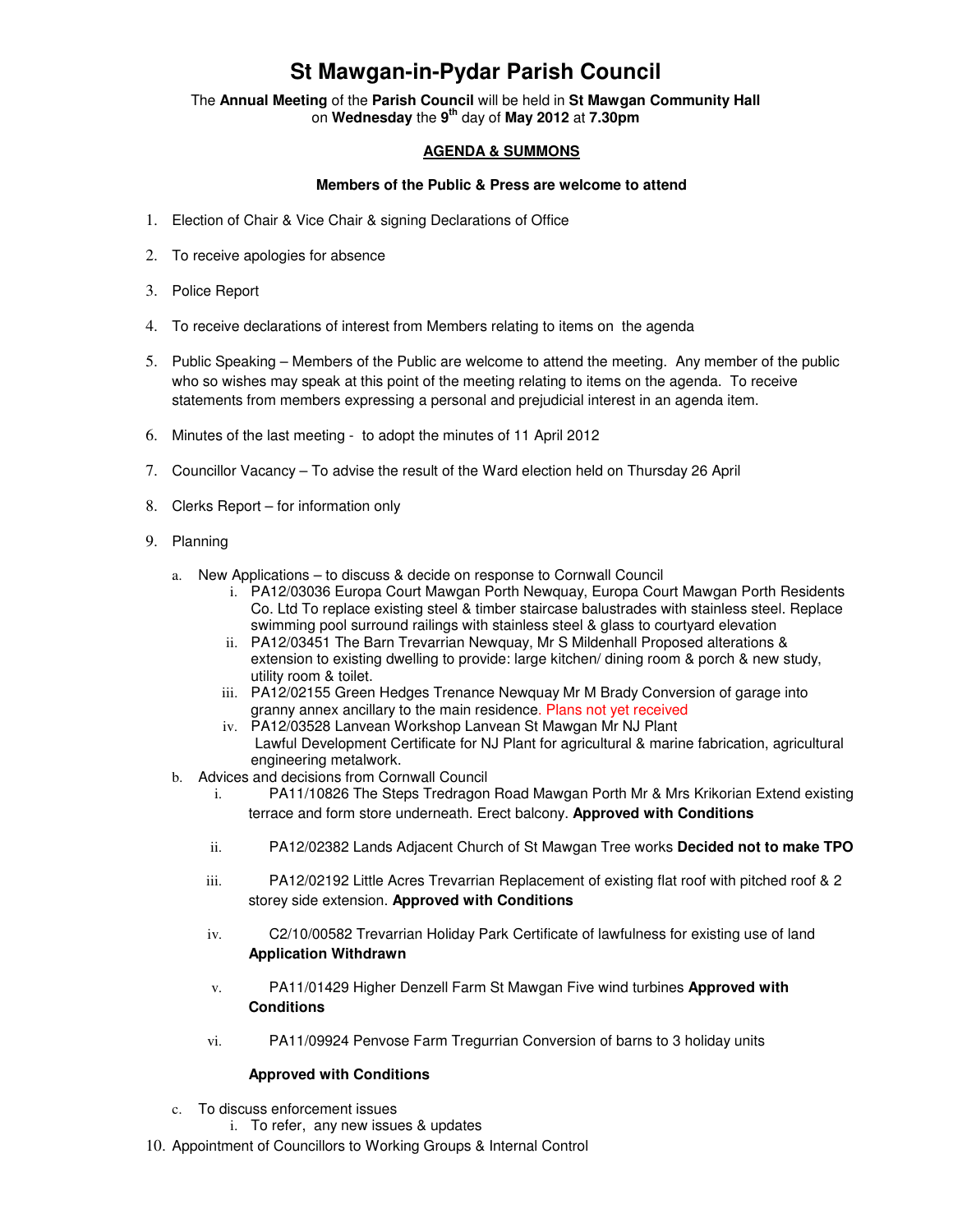# St Mawgan-in-Pydar Parish Council

The **Annual Meeting** of the **Parish Council** will be held in **St Mawgan Community Hall** on **Wednesday** the **9th** day of **May 2012** at **7.30pm**

## AGENDA & SUMMONS

**Members of the Public & Press are welcome to attend**

1. Election of Chair & Vice Chair & signing Declarations of Office
2. To receive apologies for absence
3. Police Report
4. To receive declarations of interest from Members relating to items on the agenda
5. Public Speaking – Members of the Public are welcome to attend the meeting. Any member of the public who so wishes may speak at this point of the meeting relating to items on the agenda. To receive statements from members expressing a personal and prejudicial interest in an agenda item.
6. Minutes of the last meeting - to adopt the minutes of 11 April 2012
7. Councillor Vacancy – To advise the result of the Ward election held on Thursday 26 April
8. Clerks Report – for information only
9. Planning
   a. New Applications – to discuss & decide on response to Cornwall Council
      i. PA12/03036 Europa Court Mawgan Porth Newquay, Europa Court Mawgan Porth Residents Co. Ltd To replace existing steel & timber staircase balustrades with stainless steel. Replace swimming pool surround railings with stainless steel & glass to courtyard elevation
      ii. PA12/03451 The Barn Trevarrian Newquay, Mr S Mildenhall Proposed alterations & extension to existing dwelling to provide: large kitchen/ dining room & porch & new study, utility room & toilet.
      iii. PA12/02155 Green Hedges Trenance Newquay Mr M Brady Conversion of garage into granny annex ancillary to the main residence. Plans not yet received
      iv. PA12/03528 Lanvean Workshop Lanvean St Mawgan Mr NJ Plant Lawful Development Certificate for NJ Plant for agricultural & marine fabrication, agricultural engineering metalwork.
   b. Advices and decisions from Cornwall Council
      i. PA11/10826 The Steps Tredragon Road Mawgan Porth Mr & Mrs Krikorian Extend existing terrace and form store underneath. Erect balcony. **Approved with Conditions**
      ii. PA12/02382 Lands Adjacent Church of St Mawgan Tree works **Decided not to make TPO**
      iii. PA12/02192 Little Acres Trevarrian Replacement of existing flat roof with pitched roof & 2 storey side extension. **Approved with Conditions**
      iv. C2/10/00582 Trevarrian Holiday Park Certificate of lawfulness for existing use of land **Application Withdrawn**
      v. PA11/01429 Higher Denzell Farm St Mawgan Five wind turbines **Approved with Conditions**
      vi. PA11/09924 Penvose Farm Tregurrian Conversion of barns to 3 holiday units

         **Approved with Conditions**
   c. To discuss enforcement issues
      i. To refer, any new issues & updates
10. Appointment of Councillors to Working Groups & Internal Control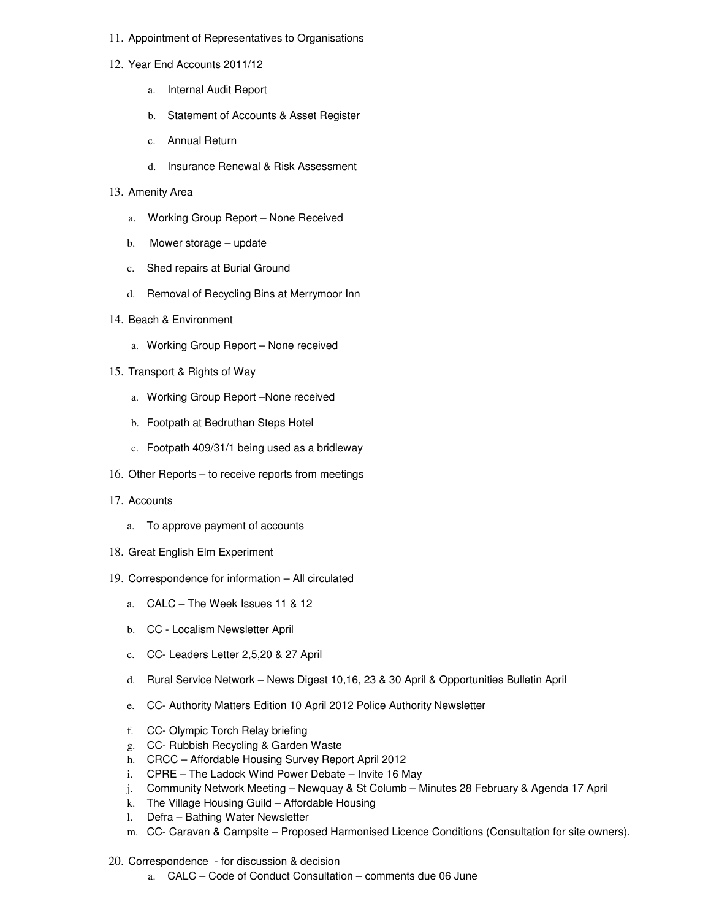11. Appointment of Representatives to Organisations
12. Year End Accounts 2011/12
    a. Internal Audit Report
    b. Statement of Accounts & Asset Register
    c. Annual Return
    d. Insurance Renewal & Risk Assessment
13. Amenity Area
    a. Working Group Report – None Received
    b. Mower storage – update
    c. Shed repairs at Burial Ground
    d. Removal of Recycling Bins at Merrymoor Inn
14. Beach & Environment
    a. Working Group Report – None received
15. Transport & Rights of Way
    a. Working Group Report –None received
    b. Footpath at Bedruthan Steps Hotel
    c. Footpath 409/31/1 being used as a bridleway
16. Other Reports – to receive reports from meetings
17. Accounts
    a. To approve payment of accounts
18. Great English Elm Experiment
19. Correspondence for information – All circulated
    a. CALC – The Week Issues 11 & 12
    b. CC - Localism Newsletter April
    c. CC- Leaders Letter 2,5,20 & 27 April
    d. Rural Service Network – News Digest 10,16, 23 & 30 April & Opportunities Bulletin April
    e. CC- Authority Matters Edition 10 April 2012 Police Authority Newsletter
    f. CC- Olympic Torch Relay briefing
    g. CC- Rubbish Recycling & Garden Waste
    h. CRCC – Affordable Housing Survey Report April 2012
    i. CPRE – The Ladock Wind Power Debate – Invite 16 May
    j. Community Network Meeting – Newquay & St Columb – Minutes 28 February & Agenda 17 April
    k. The Village Housing Guild – Affordable Housing
    l. Defra – Bathing Water Newsletter
    m. CC- Caravan & Campsite – Proposed Harmonised Licence Conditions (Consultation for site owners).
20. Correspondence - for discussion & decision
    a. CALC – Code of Conduct Consultation – comments due 06 June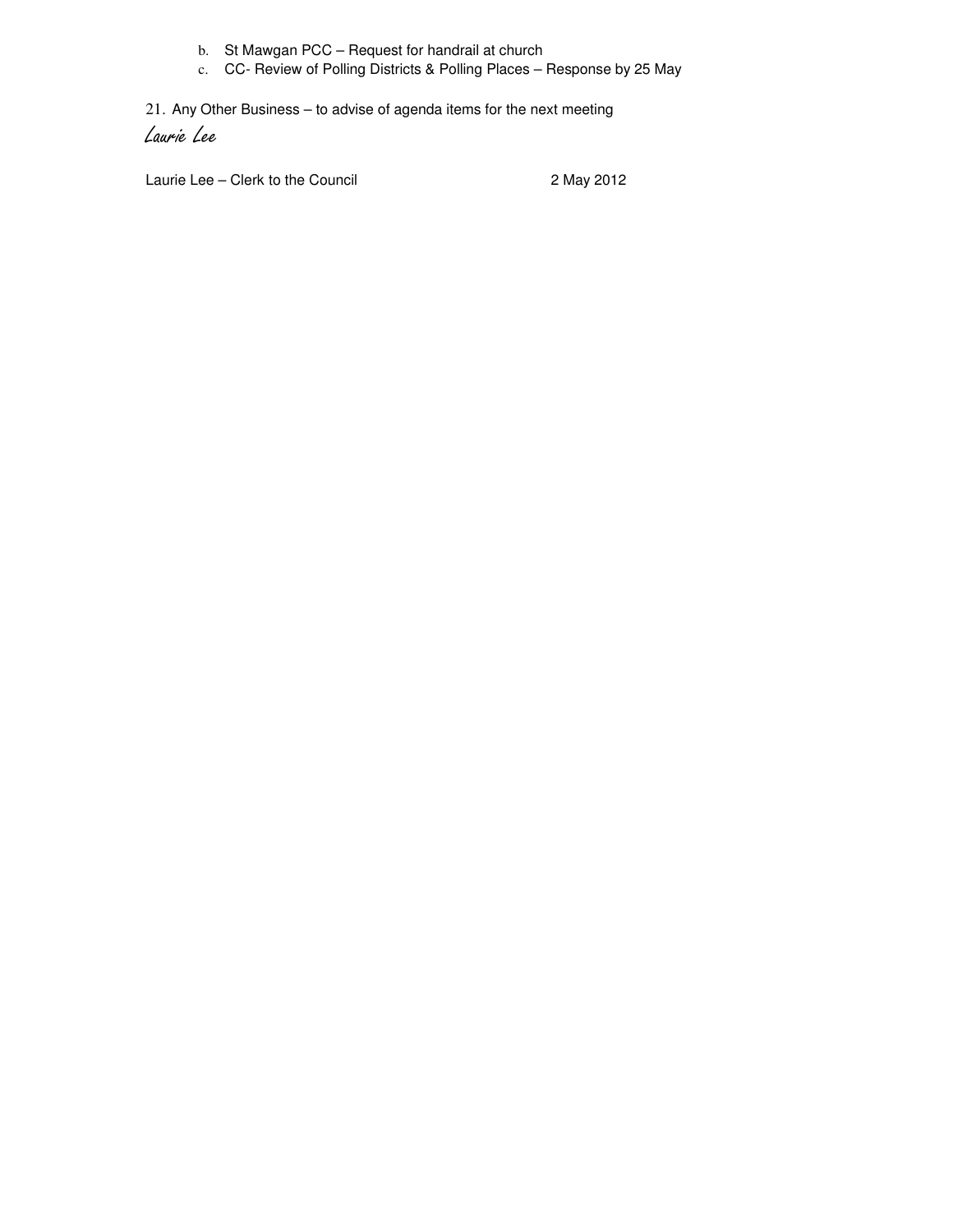b. St Mawgan PCC – Request for handrail at church
c. CC- Review of Polling Districts & Polling Places – Response by 25 May

21. Any Other Business – to advise of agenda items for the next meeting

*Laurie Lee*

Laurie Lee – Clerk to the Council 2 May 2012